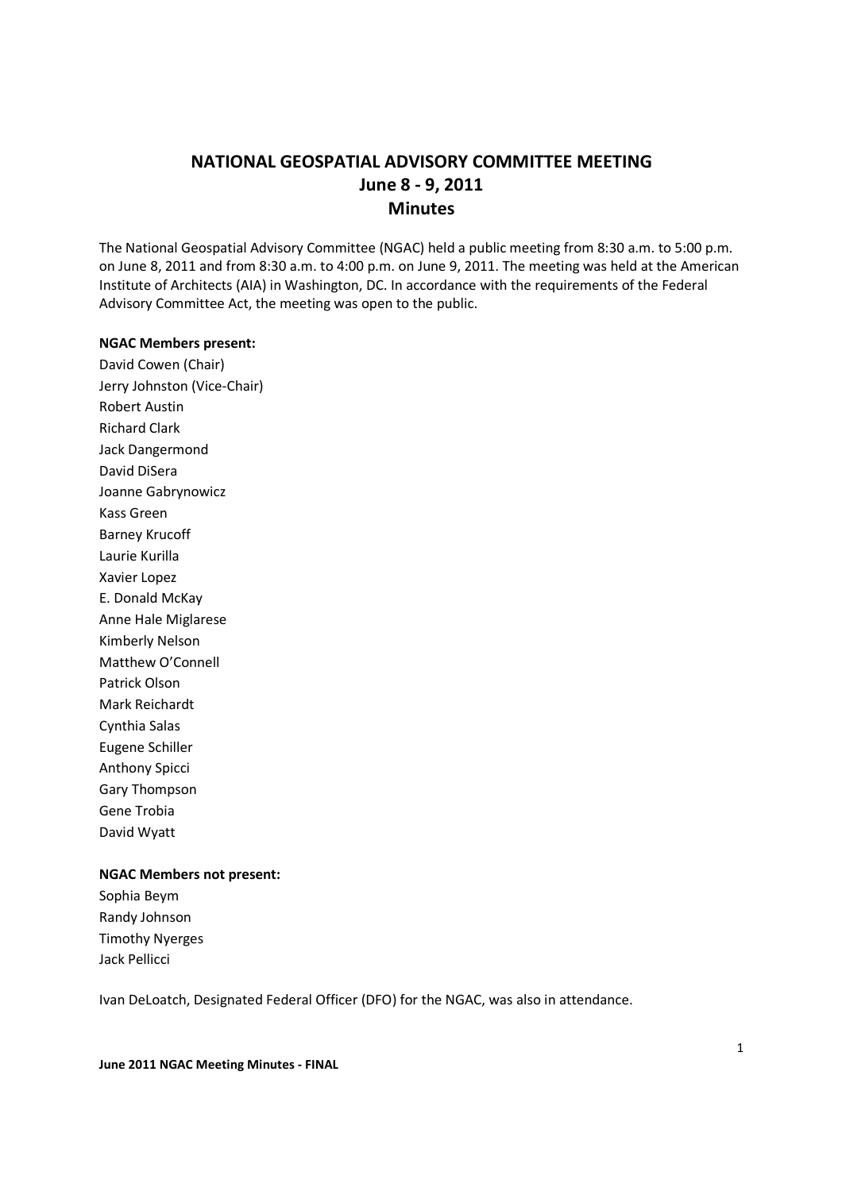# NATIONAL GEOSPATIAL ADVISORY COMMITTEE MEETING
## June 8 - 9, 2011
## Minutes

The National Geospatial Advisory Committee (NGAC) held a public meeting from 8:30 a.m. to 5:00 p.m. on June 8, 2011 and from 8:30 a.m. to 4:00 p.m. on June 9, 2011. The meeting was held at the American Institute of Architects (AIA) in Washington, DC. In accordance with the requirements of the Federal Advisory Committee Act, the meeting was open to the public.

**NGAC Members present:**

David Cowen (Chair)
Jerry Johnston (Vice-Chair)
Robert Austin
Richard Clark
Jack Dangermond
David DiSera
Joanne Gabrynowicz
Kass Green
Barney Krucoff
Laurie Kurilla
Xavier Lopez
E. Donald McKay
Anne Hale Miglarese
Kimberly Nelson
Matthew O'Connell
Patrick Olson
Mark Reichardt
Cynthia Salas
Eugene Schiller
Anthony Spicci
Gary Thompson
Gene Trobia
David Wyatt

**NGAC Members not present:**

Sophia Beym
Randy Johnson
Timothy Nyerges
Jack Pellicci

Ivan DeLoatch, Designated Federal Officer (DFO) for the NGAC, was also in attendance.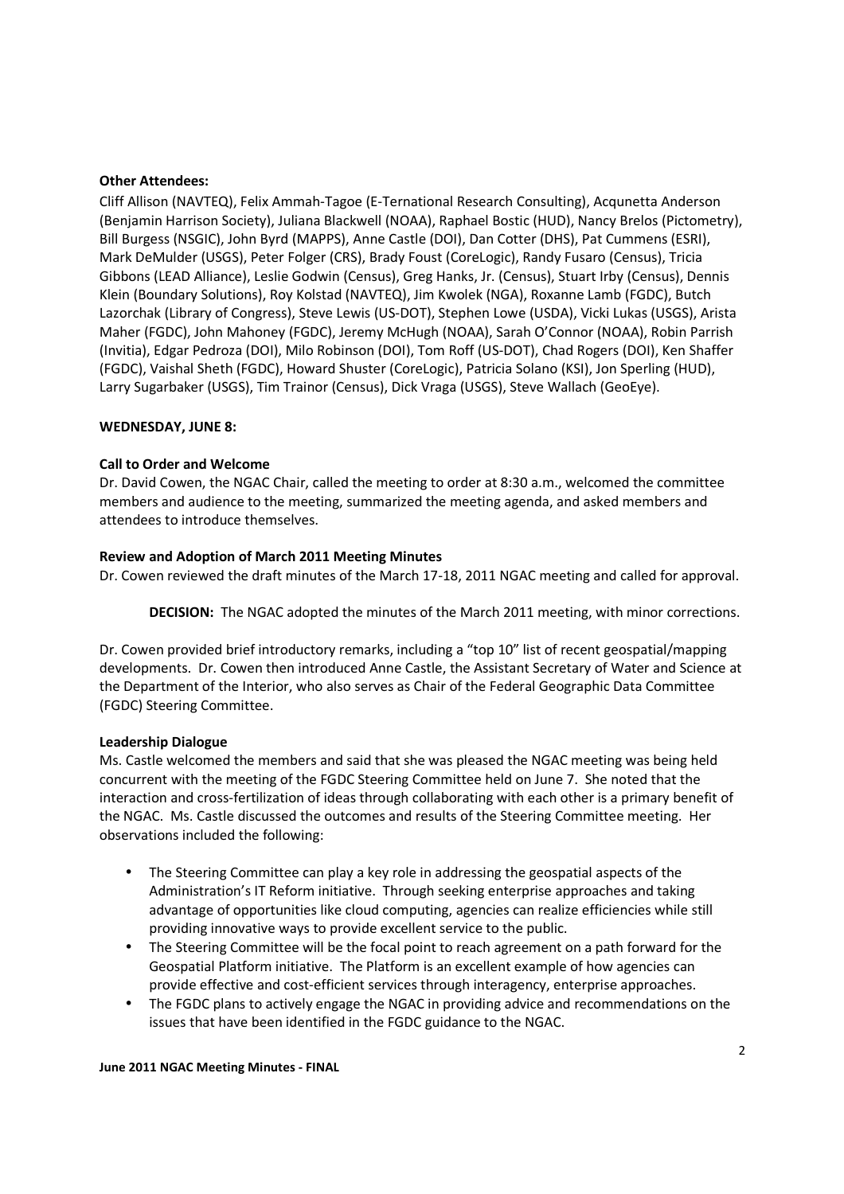**Other Attendees:**

Cliff Allison (NAVTEQ), Felix Ammah-Tagoe (E-Ternational Research Consulting), Acqunetta Anderson (Benjamin Harrison Society), Juliana Blackwell (NOAA), Raphael Bostic (HUD), Nancy Brelos (Pictometry), Bill Burgess (NSGIC), John Byrd (MAPPS), Anne Castle (DOI), Dan Cotter (DHS), Pat Cummens (ESRI), Mark DeMulder (USGS), Peter Folger (CRS), Brady Foust (CoreLogic), Randy Fusaro (Census), Tricia Gibbons (LEAD Alliance), Leslie Godwin (Census), Greg Hanks, Jr. (Census), Stuart Irby (Census), Dennis Klein (Boundary Solutions), Roy Kolstad (NAVTEQ), Jim Kwolek (NGA), Roxanne Lamb (FGDC), Butch Lazorchak (Library of Congress), Steve Lewis (US-DOT), Stephen Lowe (USDA), Vicki Lukas (USGS), Arista Maher (FGDC), John Mahoney (FGDC), Jeremy McHugh (NOAA), Sarah O'Connor (NOAA), Robin Parrish (Invitia), Edgar Pedroza (DOI), Milo Robinson (DOI), Tom Roff (US-DOT), Chad Rogers (DOI), Ken Shaffer (FGDC), Vaishal Sheth (FGDC), Howard Shuster (CoreLogic), Patricia Solano (KSI), Jon Sperling (HUD), Larry Sugarbaker (USGS), Tim Trainor (Census), Dick Vraga (USGS), Steve Wallach (GeoEye).

**WEDNESDAY, JUNE 8:**

**Call to Order and Welcome**

Dr. David Cowen, the NGAC Chair, called the meeting to order at 8:30 a.m., welcomed the committee members and audience to the meeting, summarized the meeting agenda, and asked members and attendees to introduce themselves.

**Review and Adoption of March 2011 Meeting Minutes**

Dr. Cowen reviewed the draft minutes of the March 17-18, 2011 NGAC meeting and called for approval.

> **DECISION:** The NGAC adopted the minutes of the March 2011 meeting, with minor corrections.

Dr. Cowen provided brief introductory remarks, including a "top 10" list of recent geospatial/mapping developments. Dr. Cowen then introduced Anne Castle, the Assistant Secretary of Water and Science at the Department of the Interior, who also serves as Chair of the Federal Geographic Data Committee (FGDC) Steering Committee.

**Leadership Dialogue**

Ms. Castle welcomed the members and said that she was pleased the NGAC meeting was being held concurrent with the meeting of the FGDC Steering Committee held on June 7. She noted that the interaction and cross-fertilization of ideas through collaborating with each other is a primary benefit of the NGAC. Ms. Castle discussed the outcomes and results of the Steering Committee meeting. Her observations included the following:

- The Steering Committee can play a key role in addressing the geospatial aspects of the Administration's IT Reform initiative. Through seeking enterprise approaches and taking advantage of opportunities like cloud computing, agencies can realize efficiencies while still providing innovative ways to provide excellent service to the public.
- The Steering Committee will be the focal point to reach agreement on a path forward for the Geospatial Platform initiative. The Platform is an excellent example of how agencies can provide effective and cost-efficient services through interagency, enterprise approaches.
- The FGDC plans to actively engage the NGAC in providing advice and recommendations on the issues that have been identified in the FGDC guidance to the NGAC.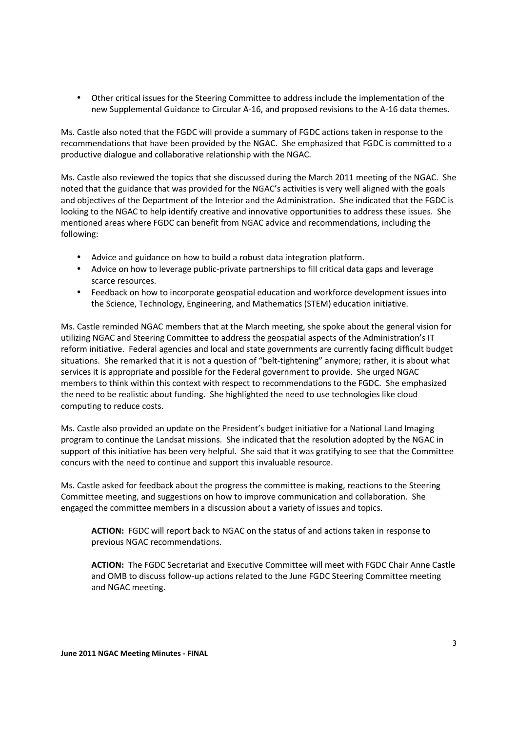- Other critical issues for the Steering Committee to address include the implementation of the new Supplemental Guidance to Circular A-16, and proposed revisions to the A-16 data themes.

Ms. Castle also noted that the FGDC will provide a summary of FGDC actions taken in response to the recommendations that have been provided by the NGAC. She emphasized that FGDC is committed to a productive dialogue and collaborative relationship with the NGAC.

Ms. Castle also reviewed the topics that she discussed during the March 2011 meeting of the NGAC. She noted that the guidance that was provided for the NGAC's activities is very well aligned with the goals and objectives of the Department of the Interior and the Administration. She indicated that the FGDC is looking to the NGAC to help identify creative and innovative opportunities to address these issues. She mentioned areas where FGDC can benefit from NGAC advice and recommendations, including the following:

- Advice and guidance on how to build a robust data integration platform.
- Advice on how to leverage public-private partnerships to fill critical data gaps and leverage scarce resources.
- Feedback on how to incorporate geospatial education and workforce development issues into the Science, Technology, Engineering, and Mathematics (STEM) education initiative.

Ms. Castle reminded NGAC members that at the March meeting, she spoke about the general vision for utilizing NGAC and Steering Committee to address the geospatial aspects of the Administration's IT reform initiative. Federal agencies and local and state governments are currently facing difficult budget situations. She remarked that it is not a question of "belt-tightening" anymore; rather, it is about what services it is appropriate and possible for the Federal government to provide. She urged NGAC members to think within this context with respect to recommendations to the FGDC. She emphasized the need to be realistic about funding. She highlighted the need to use technologies like cloud computing to reduce costs.

Ms. Castle also provided an update on the President's budget initiative for a National Land Imaging program to continue the Landsat missions. She indicated that the resolution adopted by the NGAC in support of this initiative has been very helpful. She said that it was gratifying to see that the Committee concurs with the need to continue and support this invaluable resource.

Ms. Castle asked for feedback about the progress the committee is making, reactions to the Steering Committee meeting, and suggestions on how to improve communication and collaboration. She engaged the committee members in a discussion about a variety of issues and topics.

> **ACTION:** FGDC will report back to NGAC on the status of and actions taken in response to previous NGAC recommendations.
>
> **ACTION:** The FGDC Secretariat and Executive Committee will meet with FGDC Chair Anne Castle and OMB to discuss follow-up actions related to the June FGDC Steering Committee meeting and NGAC meeting.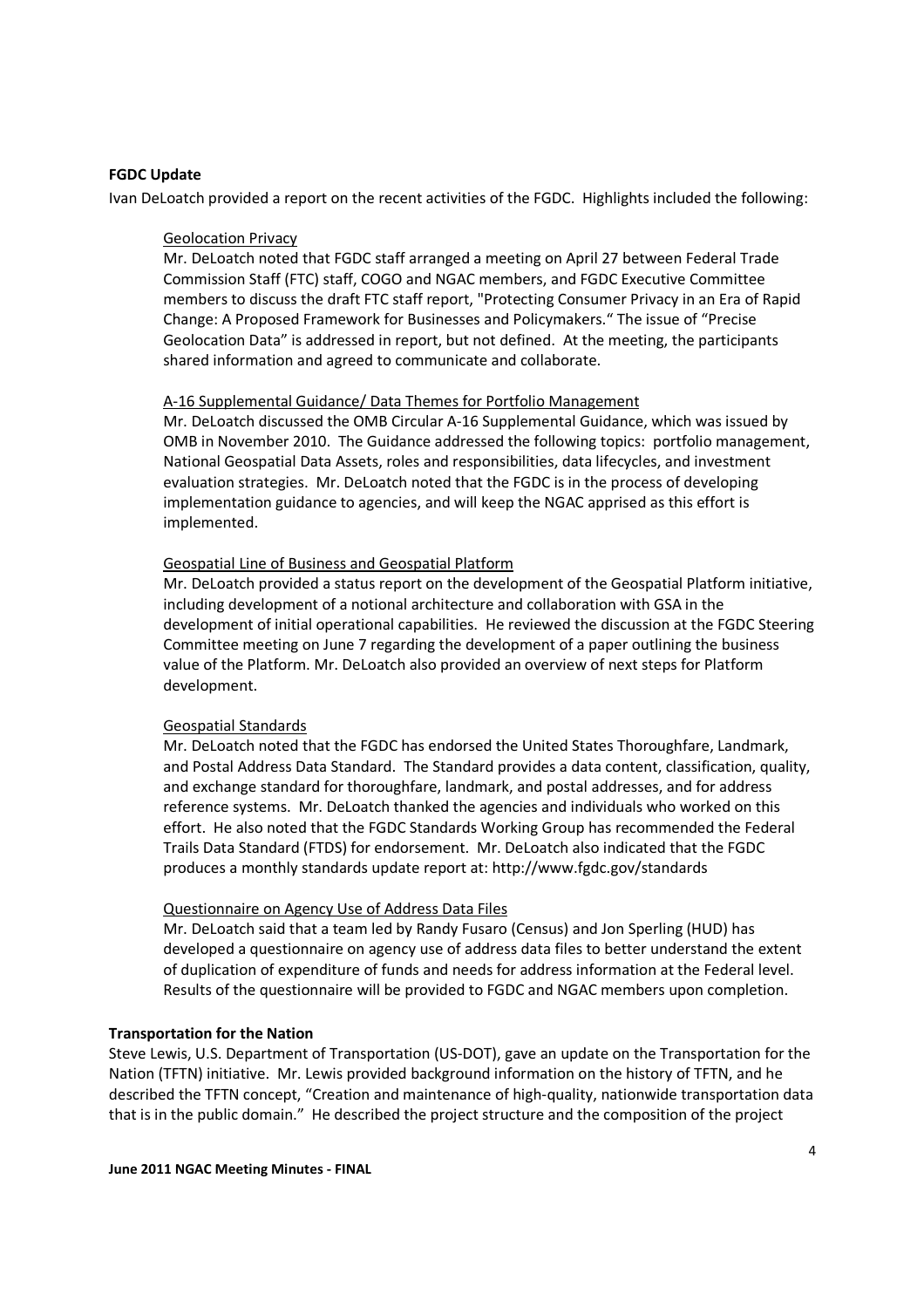**FGDC Update**

Ivan DeLoatch provided a report on the recent activities of the FGDC. Highlights included the following:

Geolocation Privacy

Mr. DeLoatch noted that FGDC staff arranged a meeting on April 27 between Federal Trade Commission Staff (FTC) staff, COGO and NGAC members, and FGDC Executive Committee members to discuss the draft FTC staff report, "Protecting Consumer Privacy in an Era of Rapid Change: A Proposed Framework for Businesses and Policymakers." The issue of "Precise Geolocation Data" is addressed in report, but not defined. At the meeting, the participants shared information and agreed to communicate and collaborate.

A-16 Supplemental Guidance/ Data Themes for Portfolio Management

Mr. DeLoatch discussed the OMB Circular A-16 Supplemental Guidance, which was issued by OMB in November 2010. The Guidance addressed the following topics: portfolio management, National Geospatial Data Assets, roles and responsibilities, data lifecycles, and investment evaluation strategies. Mr. DeLoatch noted that the FGDC is in the process of developing implementation guidance to agencies, and will keep the NGAC apprised as this effort is implemented.

Geospatial Line of Business and Geospatial Platform

Mr. DeLoatch provided a status report on the development of the Geospatial Platform initiative, including development of a notional architecture and collaboration with GSA in the development of initial operational capabilities. He reviewed the discussion at the FGDC Steering Committee meeting on June 7 regarding the development of a paper outlining the business value of the Platform. Mr. DeLoatch also provided an overview of next steps for Platform development.

Geospatial Standards

Mr. DeLoatch noted that the FGDC has endorsed the United States Thoroughfare, Landmark, and Postal Address Data Standard. The Standard provides a data content, classification, quality, and exchange standard for thoroughfare, landmark, and postal addresses, and for address reference systems. Mr. DeLoatch thanked the agencies and individuals who worked on this effort. He also noted that the FGDC Standards Working Group has recommended the Federal Trails Data Standard (FTDS) for endorsement. Mr. DeLoatch also indicated that the FGDC produces a monthly standards update report at: http://www.fgdc.gov/standards

Questionnaire on Agency Use of Address Data Files

Mr. DeLoatch said that a team led by Randy Fusaro (Census) and Jon Sperling (HUD) has developed a questionnaire on agency use of address data files to better understand the extent of duplication of expenditure of funds and needs for address information at the Federal level. Results of the questionnaire will be provided to FGDC and NGAC members upon completion.

**Transportation for the Nation**

Steve Lewis, U.S. Department of Transportation (US-DOT), gave an update on the Transportation for the Nation (TFTN) initiative. Mr. Lewis provided background information on the history of TFTN, and he described the TFTN concept, "Creation and maintenance of high-quality, nationwide transportation data that is in the public domain." He described the project structure and the composition of the project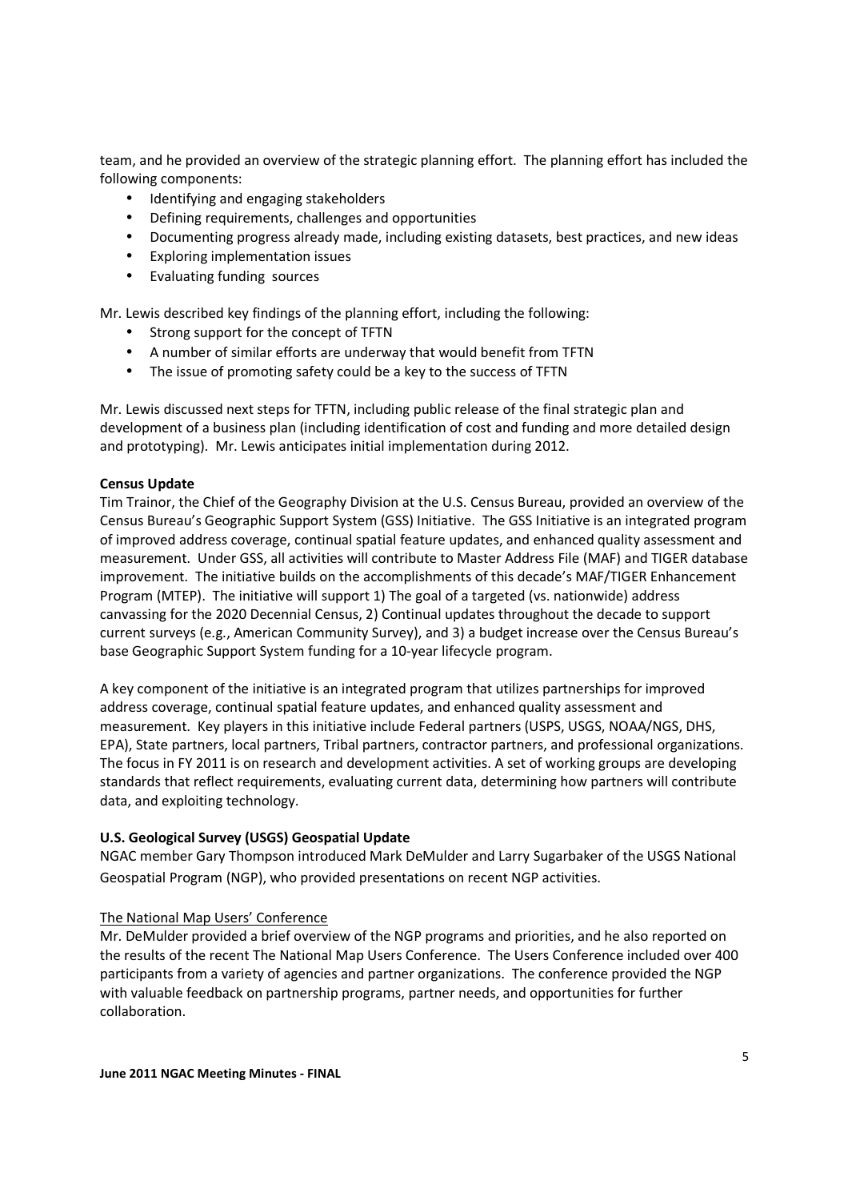team, and he provided an overview of the strategic planning effort. The planning effort has included the following components:

- Identifying and engaging stakeholders
- Defining requirements, challenges and opportunities
- Documenting progress already made, including existing datasets, best practices, and new ideas
- Exploring implementation issues
- Evaluating funding sources

Mr. Lewis described key findings of the planning effort, including the following:

- Strong support for the concept of TFTN
- A number of similar efforts are underway that would benefit from TFTN
- The issue of promoting safety could be a key to the success of TFTN

Mr. Lewis discussed next steps for TFTN, including public release of the final strategic plan and development of a business plan (including identification of cost and funding and more detailed design and prototyping). Mr. Lewis anticipates initial implementation during 2012.

**Census Update**

Tim Trainor, the Chief of the Geography Division at the U.S. Census Bureau, provided an overview of the Census Bureau's Geographic Support System (GSS) Initiative. The GSS Initiative is an integrated program of improved address coverage, continual spatial feature updates, and enhanced quality assessment and measurement. Under GSS, all activities will contribute to Master Address File (MAF) and TIGER database improvement. The initiative builds on the accomplishments of this decade's MAF/TIGER Enhancement Program (MTEP). The initiative will support 1) The goal of a targeted (vs. nationwide) address canvassing for the 2020 Decennial Census, 2) Continual updates throughout the decade to support current surveys (e.g., American Community Survey), and 3) a budget increase over the Census Bureau's base Geographic Support System funding for a 10-year lifecycle program.

A key component of the initiative is an integrated program that utilizes partnerships for improved address coverage, continual spatial feature updates, and enhanced quality assessment and measurement. Key players in this initiative include Federal partners (USPS, USGS, NOAA/NGS, DHS, EPA), State partners, local partners, Tribal partners, contractor partners, and professional organizations. The focus in FY 2011 is on research and development activities. A set of working groups are developing standards that reflect requirements, evaluating current data, determining how partners will contribute data, and exploiting technology.

**U.S. Geological Survey (USGS) Geospatial Update**

NGAC member Gary Thompson introduced Mark DeMulder and Larry Sugarbaker of the USGS National Geospatial Program (NGP), who provided presentations on recent NGP activities.

<u>The National Map Users' Conference</u>

Mr. DeMulder provided a brief overview of the NGP programs and priorities, and he also reported on the results of the recent The National Map Users Conference. The Users Conference included over 400 participants from a variety of agencies and partner organizations. The conference provided the NGP with valuable feedback on partnership programs, partner needs, and opportunities for further collaboration.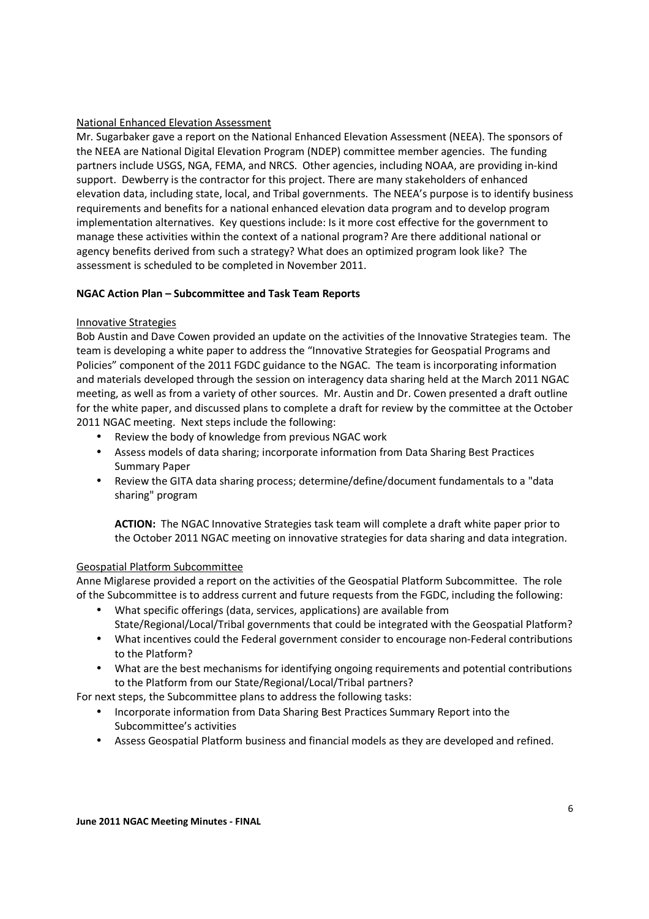National Enhanced Elevation Assessment

Mr. Sugarbaker gave a report on the National Enhanced Elevation Assessment (NEEA). The sponsors of the NEEA are National Digital Elevation Program (NDEP) committee member agencies. The funding partners include USGS, NGA, FEMA, and NRCS. Other agencies, including NOAA, are providing in-kind support. Dewberry is the contractor for this project. There are many stakeholders of enhanced elevation data, including state, local, and Tribal governments. The NEEA's purpose is to identify business requirements and benefits for a national enhanced elevation data program and to develop program implementation alternatives. Key questions include: Is it more cost effective for the government to manage these activities within the context of a national program? Are there additional national or agency benefits derived from such a strategy? What does an optimized program look like? The assessment is scheduled to be completed in November 2011.

**NGAC Action Plan – Subcommittee and Task Team Reports**

Innovative Strategies

Bob Austin and Dave Cowen provided an update on the activities of the Innovative Strategies team. The team is developing a white paper to address the "Innovative Strategies for Geospatial Programs and Policies" component of the 2011 FGDC guidance to the NGAC. The team is incorporating information and materials developed through the session on interagency data sharing held at the March 2011 NGAC meeting, as well as from a variety of other sources. Mr. Austin and Dr. Cowen presented a draft outline for the white paper, and discussed plans to complete a draft for review by the committee at the October 2011 NGAC meeting. Next steps include the following:

- Review the body of knowledge from previous NGAC work
- Assess models of data sharing; incorporate information from Data Sharing Best Practices Summary Paper
- Review the GITA data sharing process; determine/define/document fundamentals to a "data sharing" program

> **ACTION:** The NGAC Innovative Strategies task team will complete a draft white paper prior to the October 2011 NGAC meeting on innovative strategies for data sharing and data integration.

Geospatial Platform Subcommittee

Anne Miglarese provided a report on the activities of the Geospatial Platform Subcommittee. The role of the Subcommittee is to address current and future requests from the FGDC, including the following:

- What specific offerings (data, services, applications) are available from State/Regional/Local/Tribal governments that could be integrated with the Geospatial Platform?
- What incentives could the Federal government consider to encourage non-Federal contributions to the Platform?
- What are the best mechanisms for identifying ongoing requirements and potential contributions to the Platform from our State/Regional/Local/Tribal partners?

For next steps, the Subcommittee plans to address the following tasks:

- Incorporate information from Data Sharing Best Practices Summary Report into the Subcommittee's activities
- Assess Geospatial Platform business and financial models as they are developed and refined.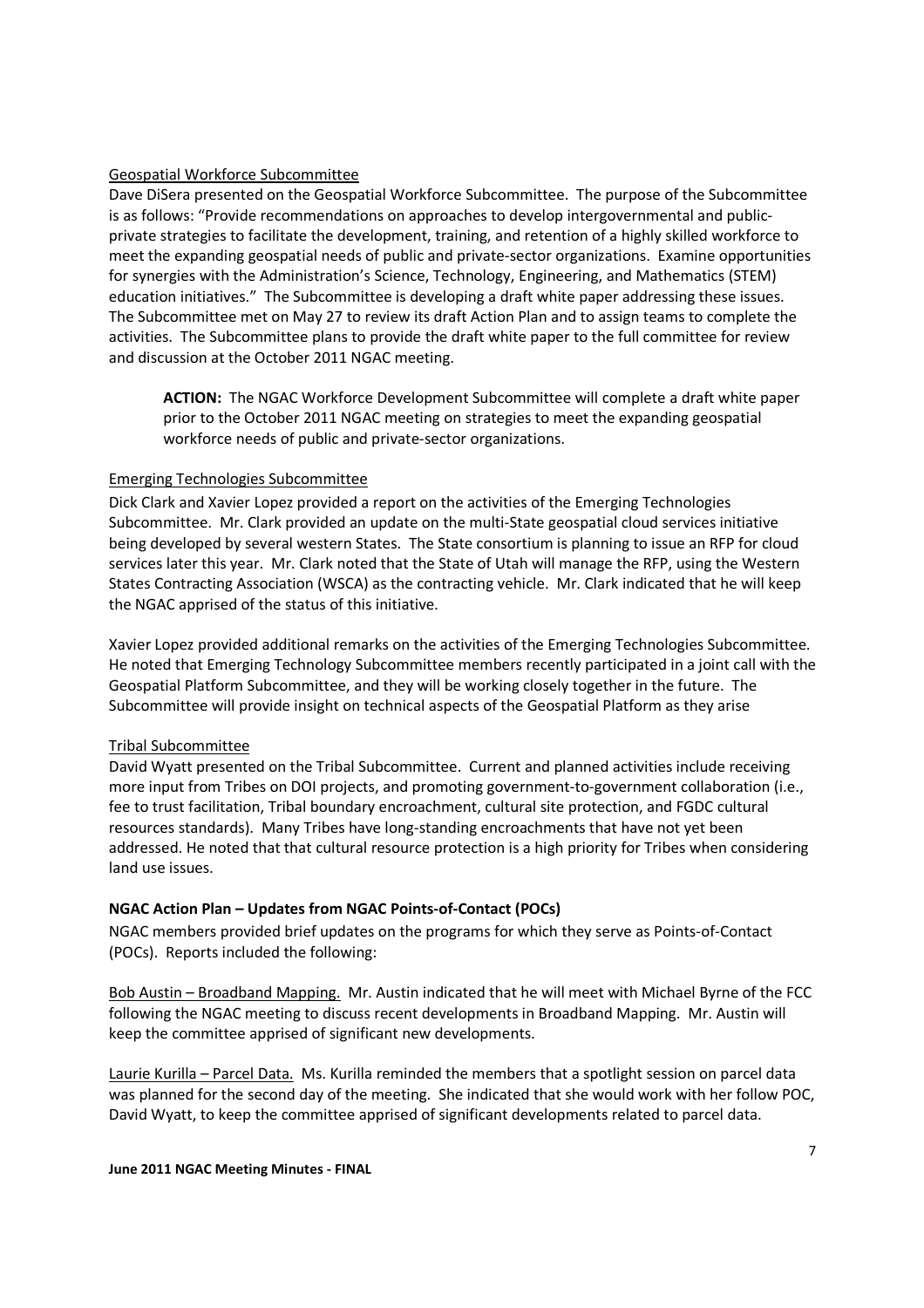Geospatial Workforce Subcommittee

Dave DiSera presented on the Geospatial Workforce Subcommittee. The purpose of the Subcommittee is as follows: "Provide recommendations on approaches to develop intergovernmental and public-private strategies to facilitate the development, training, and retention of a highly skilled workforce to meet the expanding geospatial needs of public and private-sector organizations. Examine opportunities for synergies with the Administration's Science, Technology, Engineering, and Mathematics (STEM) education initiatives." The Subcommittee is developing a draft white paper addressing these issues. The Subcommittee met on May 27 to review its draft Action Plan and to assign teams to complete the activities. The Subcommittee plans to provide the draft white paper to the full committee for review and discussion at the October 2011 NGAC meeting.

> **ACTION:** The NGAC Workforce Development Subcommittee will complete a draft white paper prior to the October 2011 NGAC meeting on strategies to meet the expanding geospatial workforce needs of public and private-sector organizations.

Emerging Technologies Subcommittee

Dick Clark and Xavier Lopez provided a report on the activities of the Emerging Technologies Subcommittee. Mr. Clark provided an update on the multi-State geospatial cloud services initiative being developed by several western States. The State consortium is planning to issue an RFP for cloud services later this year. Mr. Clark noted that the State of Utah will manage the RFP, using the Western States Contracting Association (WSCA) as the contracting vehicle. Mr. Clark indicated that he will keep the NGAC apprised of the status of this initiative.

Xavier Lopez provided additional remarks on the activities of the Emerging Technologies Subcommittee. He noted that Emerging Technology Subcommittee members recently participated in a joint call with the Geospatial Platform Subcommittee, and they will be working closely together in the future. The Subcommittee will provide insight on technical aspects of the Geospatial Platform as they arise

Tribal Subcommittee

David Wyatt presented on the Tribal Subcommittee. Current and planned activities include receiving more input from Tribes on DOI projects, and promoting government-to-government collaboration (i.e., fee to trust facilitation, Tribal boundary encroachment, cultural site protection, and FGDC cultural resources standards). Many Tribes have long-standing encroachments that have not yet been addressed. He noted that that cultural resource protection is a high priority for Tribes when considering land use issues.

**NGAC Action Plan – Updates from NGAC Points-of-Contact (POCs)**

NGAC members provided brief updates on the programs for which they serve as Points-of-Contact (POCs). Reports included the following:

Bob Austin – Broadband Mapping. Mr. Austin indicated that he will meet with Michael Byrne of the FCC following the NGAC meeting to discuss recent developments in Broadband Mapping. Mr. Austin will keep the committee apprised of significant new developments.

Laurie Kurilla – Parcel Data. Ms. Kurilla reminded the members that a spotlight session on parcel data was planned for the second day of the meeting. She indicated that she would work with her follow POC, David Wyatt, to keep the committee apprised of significant developments related to parcel data.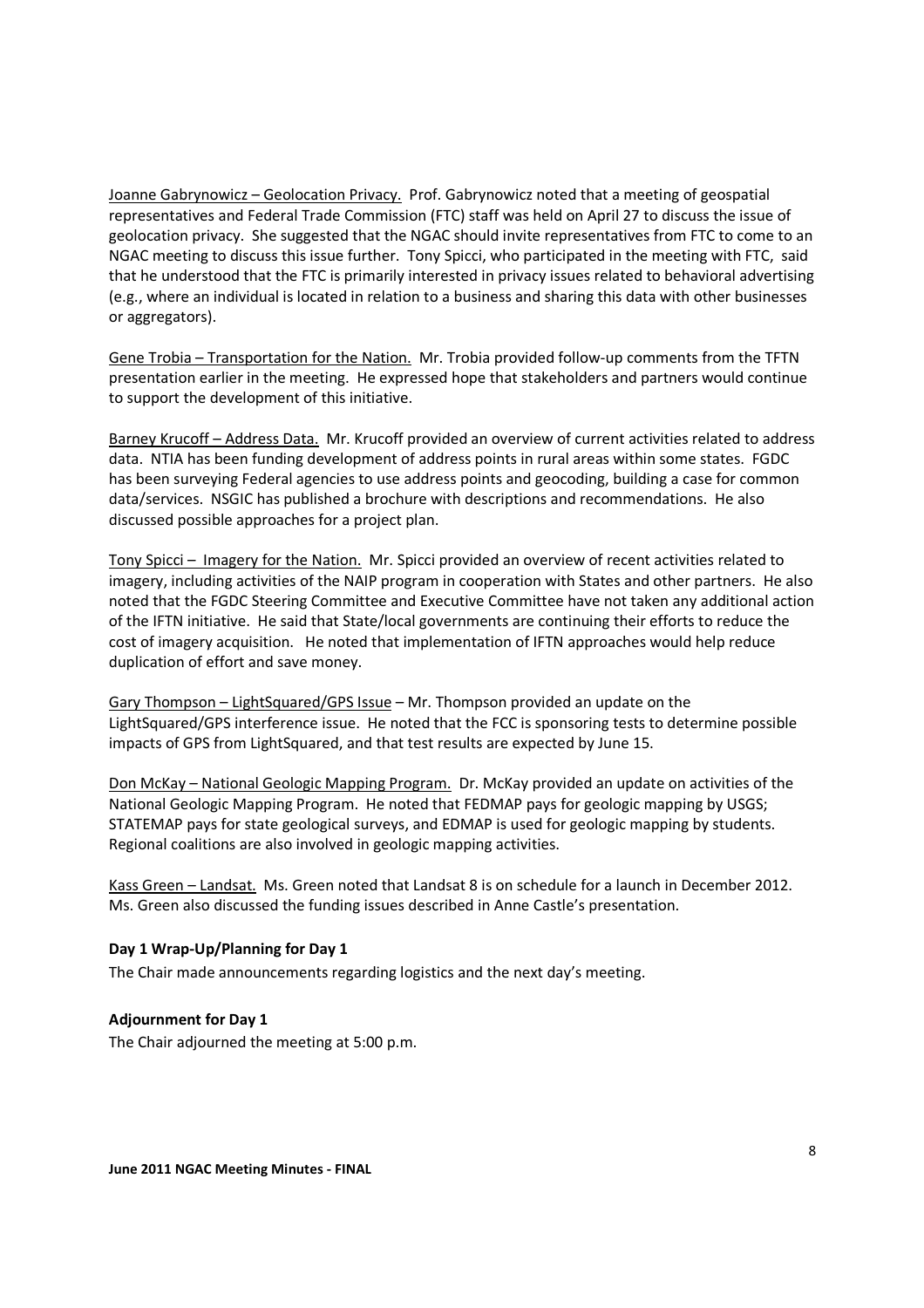Joanne Gabrynowicz – Geolocation Privacy. Prof. Gabrynowicz noted that a meeting of geospatial representatives and Federal Trade Commission (FTC) staff was held on April 27 to discuss the issue of geolocation privacy. She suggested that the NGAC should invite representatives from FTC to come to an NGAC meeting to discuss this issue further. Tony Spicci, who participated in the meeting with FTC, said that he understood that the FTC is primarily interested in privacy issues related to behavioral advertising (e.g., where an individual is located in relation to a business and sharing this data with other businesses or aggregators).

Gene Trobia – Transportation for the Nation. Mr. Trobia provided follow-up comments from the TFTN presentation earlier in the meeting. He expressed hope that stakeholders and partners would continue to support the development of this initiative.

Barney Krucoff – Address Data. Mr. Krucoff provided an overview of current activities related to address data. NTIA has been funding development of address points in rural areas within some states. FGDC has been surveying Federal agencies to use address points and geocoding, building a case for common data/services. NSGIC has published a brochure with descriptions and recommendations. He also discussed possible approaches for a project plan.

Tony Spicci – Imagery for the Nation. Mr. Spicci provided an overview of recent activities related to imagery, including activities of the NAIP program in cooperation with States and other partners. He also noted that the FGDC Steering Committee and Executive Committee have not taken any additional action of the IFTN initiative. He said that State/local governments are continuing their efforts to reduce the cost of imagery acquisition. He noted that implementation of IFTN approaches would help reduce duplication of effort and save money.

Gary Thompson – LightSquared/GPS Issue – Mr. Thompson provided an update on the LightSquared/GPS interference issue. He noted that the FCC is sponsoring tests to determine possible impacts of GPS from LightSquared, and that test results are expected by June 15.

Don McKay – National Geologic Mapping Program. Dr. McKay provided an update on activities of the National Geologic Mapping Program. He noted that FEDMAP pays for geologic mapping by USGS; STATEMAP pays for state geological surveys, and EDMAP is used for geologic mapping by students. Regional coalitions are also involved in geologic mapping activities.

Kass Green – Landsat. Ms. Green noted that Landsat 8 is on schedule for a launch in December 2012. Ms. Green also discussed the funding issues described in Anne Castle's presentation.

**Day 1 Wrap-Up/Planning for Day 1**

The Chair made announcements regarding logistics and the next day's meeting.

**Adjournment for Day 1**

The Chair adjourned the meeting at 5:00 p.m.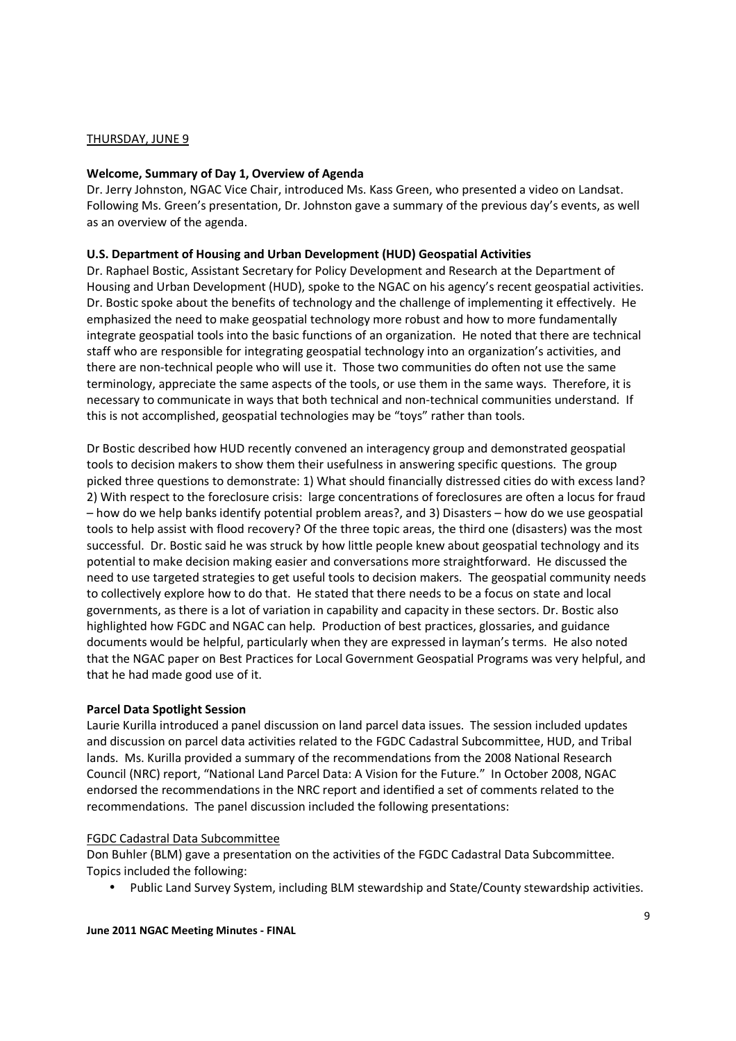THURSDAY, JUNE 9

**Welcome, Summary of Day 1, Overview of Agenda**
Dr. Jerry Johnston, NGAC Vice Chair, introduced Ms. Kass Green, who presented a video on Landsat. Following Ms. Green's presentation, Dr. Johnston gave a summary of the previous day's events, as well as an overview of the agenda.

**U.S. Department of Housing and Urban Development (HUD) Geospatial Activities**
Dr. Raphael Bostic, Assistant Secretary for Policy Development and Research at the Department of Housing and Urban Development (HUD), spoke to the NGAC on his agency's recent geospatial activities. Dr. Bostic spoke about the benefits of technology and the challenge of implementing it effectively. He emphasized the need to make geospatial technology more robust and how to more fundamentally integrate geospatial tools into the basic functions of an organization. He noted that there are technical staff who are responsible for integrating geospatial technology into an organization's activities, and there are non-technical people who will use it. Those two communities do often not use the same terminology, appreciate the same aspects of the tools, or use them in the same ways. Therefore, it is necessary to communicate in ways that both technical and non-technical communities understand. If this is not accomplished, geospatial technologies may be "toys" rather than tools.

Dr Bostic described how HUD recently convened an interagency group and demonstrated geospatial tools to decision makers to show them their usefulness in answering specific questions. The group picked three questions to demonstrate: 1) What should financially distressed cities do with excess land? 2) With respect to the foreclosure crisis: large concentrations of foreclosures are often a locus for fraud – how do we help banks identify potential problem areas?, and 3) Disasters – how do we use geospatial tools to help assist with flood recovery? Of the three topic areas, the third one (disasters) was the most successful. Dr. Bostic said he was struck by how little people knew about geospatial technology and its potential to make decision making easier and conversations more straightforward. He discussed the need to use targeted strategies to get useful tools to decision makers. The geospatial community needs to collectively explore how to do that. He stated that there needs to be a focus on state and local governments, as there is a lot of variation in capability and capacity in these sectors. Dr. Bostic also highlighted how FGDC and NGAC can help. Production of best practices, glossaries, and guidance documents would be helpful, particularly when they are expressed in layman's terms. He also noted that the NGAC paper on Best Practices for Local Government Geospatial Programs was very helpful, and that he had made good use of it.

**Parcel Data Spotlight Session**
Laurie Kurilla introduced a panel discussion on land parcel data issues. The session included updates and discussion on parcel data activities related to the FGDC Cadastral Subcommittee, HUD, and Tribal lands. Ms. Kurilla provided a summary of the recommendations from the 2008 National Research Council (NRC) report, "National Land Parcel Data: A Vision for the Future." In October 2008, NGAC endorsed the recommendations in the NRC report and identified a set of comments related to the recommendations. The panel discussion included the following presentations:

FGDC Cadastral Data Subcommittee
Don Buhler (BLM) gave a presentation on the activities of the FGDC Cadastral Data Subcommittee. Topics included the following:

- Public Land Survey System, including BLM stewardship and State/County stewardship activities.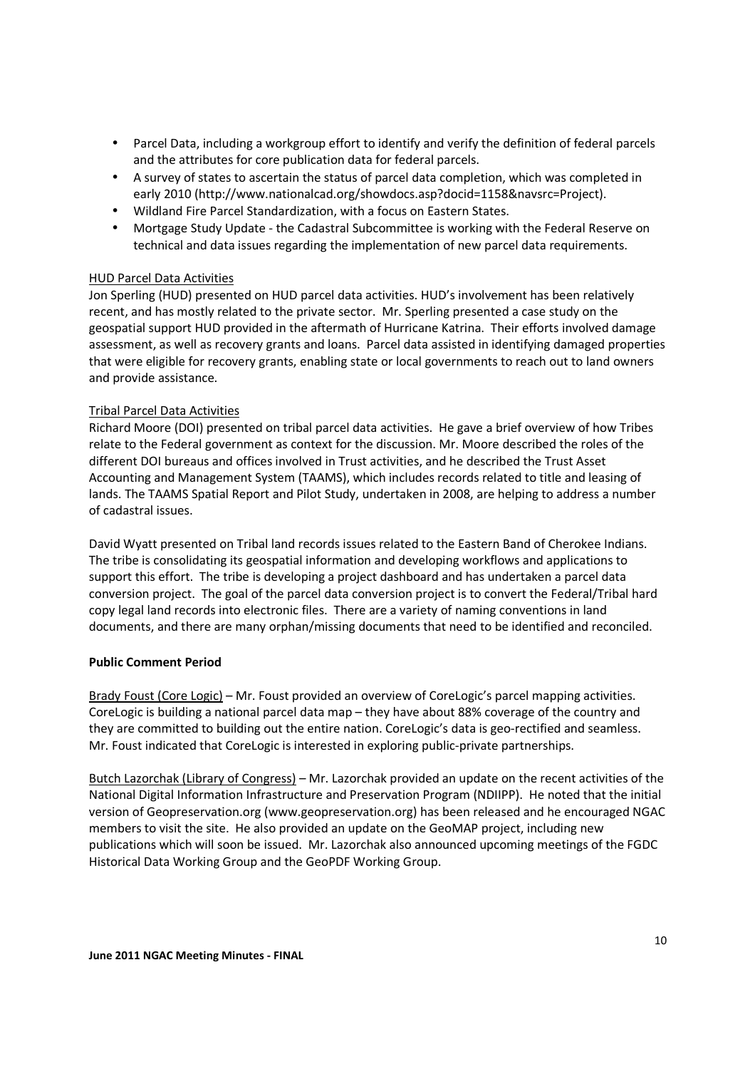- Parcel Data, including a workgroup effort to identify and verify the definition of federal parcels and the attributes for core publication data for federal parcels.
- A survey of states to ascertain the status of parcel data completion, which was completed in early 2010 (http://www.nationalcad.org/showdocs.asp?docid=1158&navsrc=Project).
- Wildland Fire Parcel Standardization, with a focus on Eastern States.
- Mortgage Study Update - the Cadastral Subcommittee is working with the Federal Reserve on technical and data issues regarding the implementation of new parcel data requirements.

HUD Parcel Data Activities

Jon Sperling (HUD) presented on HUD parcel data activities. HUD's involvement has been relatively recent, and has mostly related to the private sector. Mr. Sperling presented a case study on the geospatial support HUD provided in the aftermath of Hurricane Katrina. Their efforts involved damage assessment, as well as recovery grants and loans. Parcel data assisted in identifying damaged properties that were eligible for recovery grants, enabling state or local governments to reach out to land owners and provide assistance.

Tribal Parcel Data Activities

Richard Moore (DOI) presented on tribal parcel data activities. He gave a brief overview of how Tribes relate to the Federal government as context for the discussion. Mr. Moore described the roles of the different DOI bureaus and offices involved in Trust activities, and he described the Trust Asset Accounting and Management System (TAAMS), which includes records related to title and leasing of lands. The TAAMS Spatial Report and Pilot Study, undertaken in 2008, are helping to address a number of cadastral issues.

David Wyatt presented on Tribal land records issues related to the Eastern Band of Cherokee Indians. The tribe is consolidating its geospatial information and developing workflows and applications to support this effort. The tribe is developing a project dashboard and has undertaken a parcel data conversion project. The goal of the parcel data conversion project is to convert the Federal/Tribal hard copy legal land records into electronic files. There are a variety of naming conventions in land documents, and there are many orphan/missing documents that need to be identified and reconciled.

**Public Comment Period**

Brady Foust (Core Logic) – Mr. Foust provided an overview of CoreLogic's parcel mapping activities. CoreLogic is building a national parcel data map – they have about 88% coverage of the country and they are committed to building out the entire nation. CoreLogic's data is geo-rectified and seamless. Mr. Foust indicated that CoreLogic is interested in exploring public-private partnerships.

Butch Lazorchak (Library of Congress) – Mr. Lazorchak provided an update on the recent activities of the National Digital Information Infrastructure and Preservation Program (NDIIPP). He noted that the initial version of Geopreservation.org (www.geopreservation.org) has been released and he encouraged NGAC members to visit the site. He also provided an update on the GeoMAP project, including new publications which will soon be issued. Mr. Lazorchak also announced upcoming meetings of the FGDC Historical Data Working Group and the GeoPDF Working Group.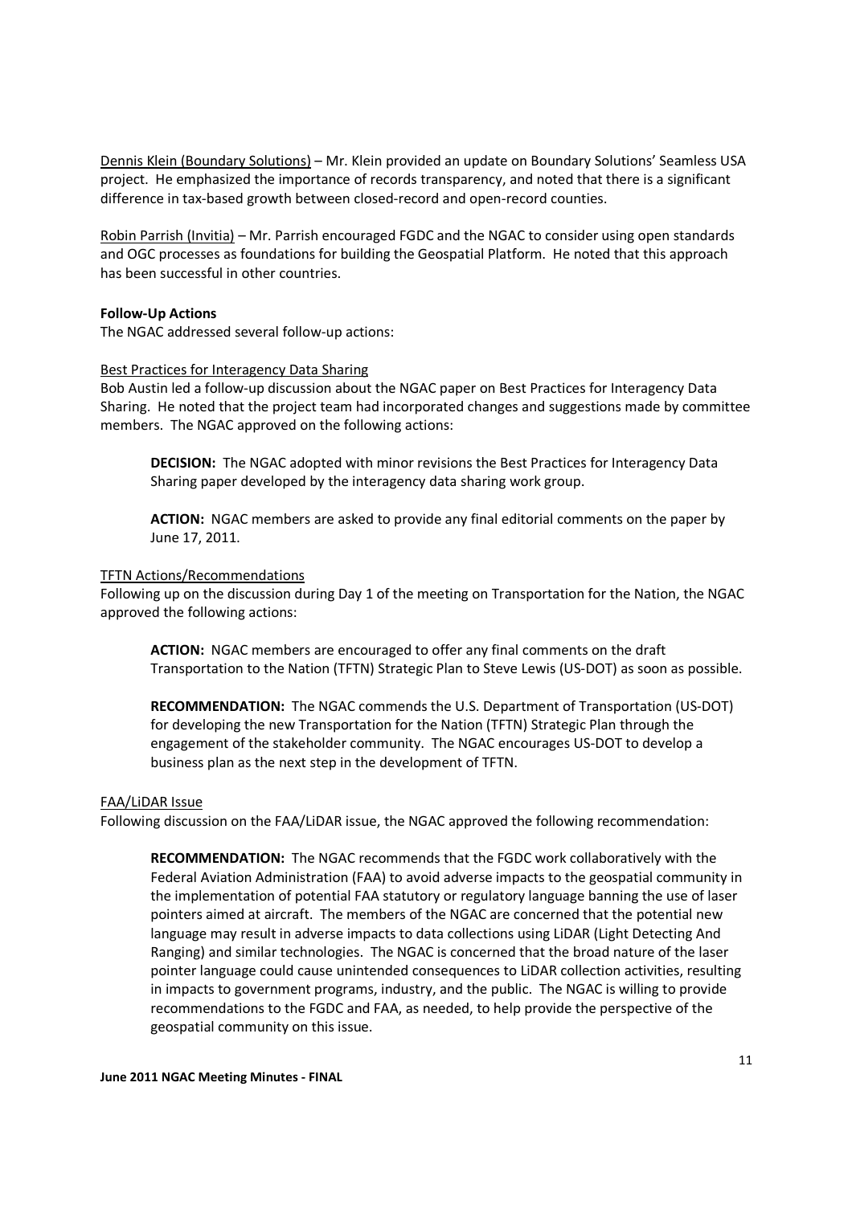Dennis Klein (Boundary Solutions) – Mr. Klein provided an update on Boundary Solutions' Seamless USA project. He emphasized the importance of records transparency, and noted that there is a significant difference in tax-based growth between closed-record and open-record counties.

Robin Parrish (Invitia) – Mr. Parrish encouraged FGDC and the NGAC to consider using open standards and OGC processes as foundations for building the Geospatial Platform. He noted that this approach has been successful in other countries.

**Follow-Up Actions**

The NGAC addressed several follow-up actions:

Best Practices for Interagency Data Sharing

Bob Austin led a follow-up discussion about the NGAC paper on Best Practices for Interagency Data Sharing. He noted that the project team had incorporated changes and suggestions made by committee members. The NGAC approved on the following actions:

> **DECISION:** The NGAC adopted with minor revisions the Best Practices for Interagency Data Sharing paper developed by the interagency data sharing work group.
>
> **ACTION:** NGAC members are asked to provide any final editorial comments on the paper by June 17, 2011.

TFTN Actions/Recommendations

Following up on the discussion during Day 1 of the meeting on Transportation for the Nation, the NGAC approved the following actions:

> **ACTION:** NGAC members are encouraged to offer any final comments on the draft Transportation to the Nation (TFTN) Strategic Plan to Steve Lewis (US-DOT) as soon as possible.
>
> **RECOMMENDATION:** The NGAC commends the U.S. Department of Transportation (US-DOT) for developing the new Transportation for the Nation (TFTN) Strategic Plan through the engagement of the stakeholder community. The NGAC encourages US-DOT to develop a business plan as the next step in the development of TFTN.

FAA/LiDAR Issue

Following discussion on the FAA/LiDAR issue, the NGAC approved the following recommendation:

> **RECOMMENDATION:** The NGAC recommends that the FGDC work collaboratively with the Federal Aviation Administration (FAA) to avoid adverse impacts to the geospatial community in the implementation of potential FAA statutory or regulatory language banning the use of laser pointers aimed at aircraft. The members of the NGAC are concerned that the potential new language may result in adverse impacts to data collections using LiDAR (Light Detecting And Ranging) and similar technologies. The NGAC is concerned that the broad nature of the laser pointer language could cause unintended consequences to LiDAR collection activities, resulting in impacts to government programs, industry, and the public. The NGAC is willing to provide recommendations to the FGDC and FAA, as needed, to help provide the perspective of the geospatial community on this issue.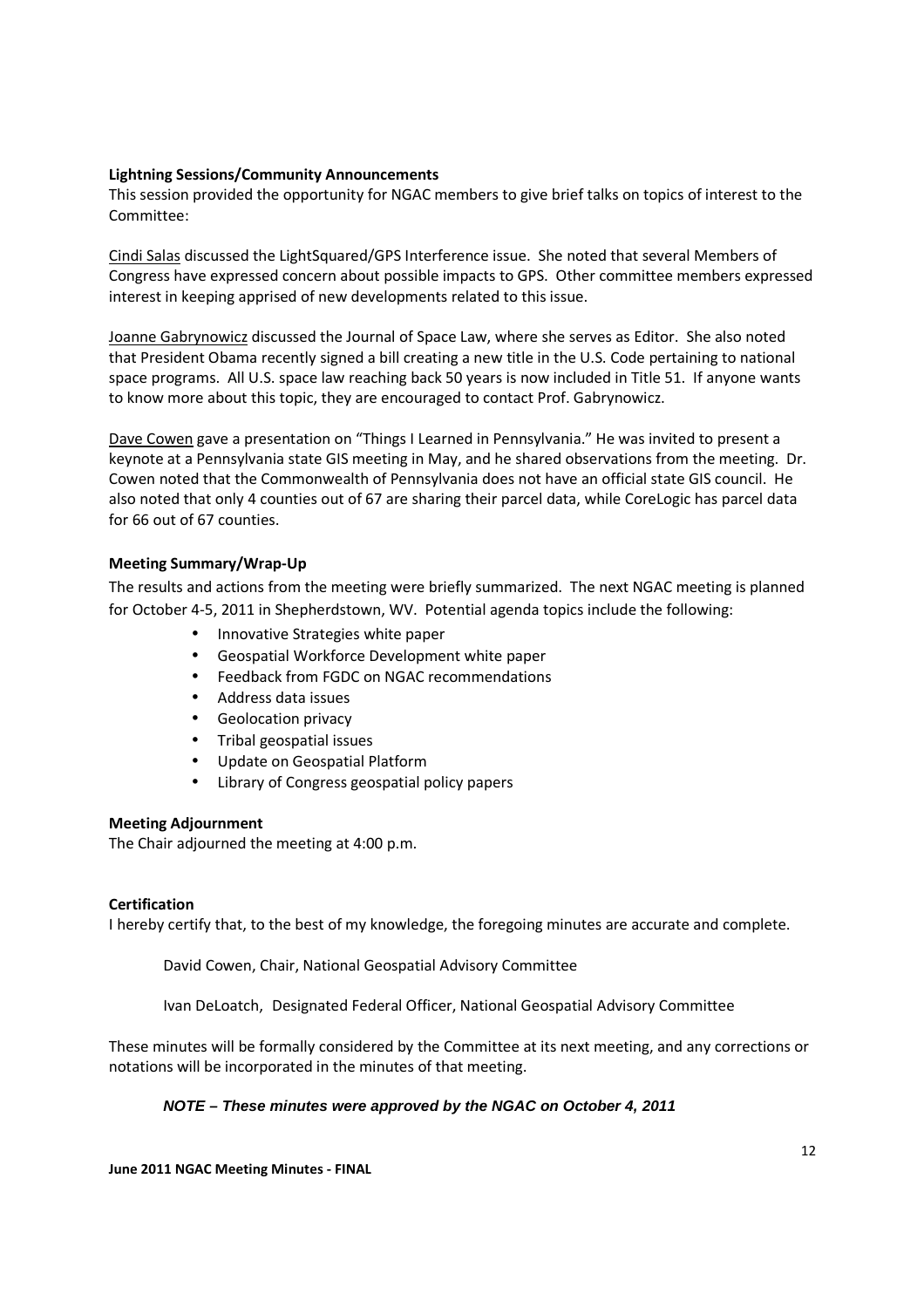**Lightning Sessions/Community Announcements**

This session provided the opportunity for NGAC members to give brief talks on topics of interest to the Committee:

Cindi Salas discussed the LightSquared/GPS Interference issue. She noted that several Members of Congress have expressed concern about possible impacts to GPS. Other committee members expressed interest in keeping apprised of new developments related to this issue.

Joanne Gabrynowicz discussed the Journal of Space Law, where she serves as Editor. She also noted that President Obama recently signed a bill creating a new title in the U.S. Code pertaining to national space programs. All U.S. space law reaching back 50 years is now included in Title 51. If anyone wants to know more about this topic, they are encouraged to contact Prof. Gabrynowicz.

Dave Cowen gave a presentation on "Things I Learned in Pennsylvania." He was invited to present a keynote at a Pennsylvania state GIS meeting in May, and he shared observations from the meeting. Dr. Cowen noted that the Commonwealth of Pennsylvania does not have an official state GIS council. He also noted that only 4 counties out of 67 are sharing their parcel data, while CoreLogic has parcel data for 66 out of 67 counties.

**Meeting Summary/Wrap-Up**

The results and actions from the meeting were briefly summarized. The next NGAC meeting is planned for October 4-5, 2011 in Shepherdstown, WV. Potential agenda topics include the following:

- Innovative Strategies white paper
- Geospatial Workforce Development white paper
- Feedback from FGDC on NGAC recommendations
- Address data issues
- Geolocation privacy
- Tribal geospatial issues
- Update on Geospatial Platform
- Library of Congress geospatial policy papers

**Meeting Adjournment**

The Chair adjourned the meeting at 4:00 p.m.

**Certification**

I hereby certify that, to the best of my knowledge, the foregoing minutes are accurate and complete.

David Cowen, Chair, National Geospatial Advisory Committee

Ivan DeLoatch, Designated Federal Officer, National Geospatial Advisory Committee

These minutes will be formally considered by the Committee at its next meeting, and any corrections or notations will be incorporated in the minutes of that meeting.

***NOTE – These minutes were approved by the NGAC on October 4, 2011***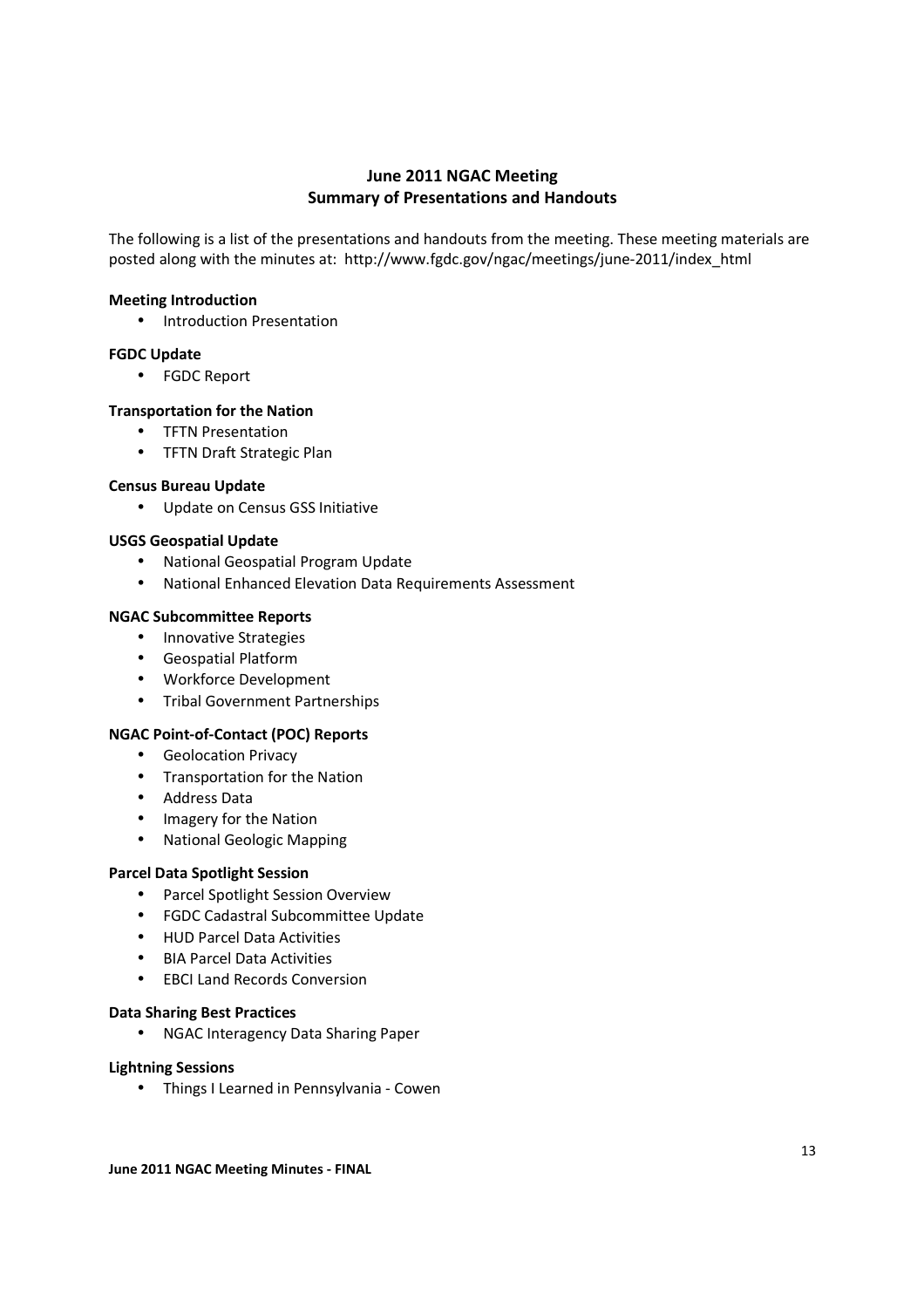# June 2011 NGAC Meeting
## Summary of Presentations and Handouts

The following is a list of the presentations and handouts from the meeting. These meeting materials are posted along with the minutes at: http://www.fgdc.gov/ngac/meetings/june-2011/index_html

**Meeting Introduction**

- Introduction Presentation

**FGDC Update**

- FGDC Report

**Transportation for the Nation**

- TFTN Presentation
- TFTN Draft Strategic Plan

**Census Bureau Update**

- Update on Census GSS Initiative

**USGS Geospatial Update**

- National Geospatial Program Update
- National Enhanced Elevation Data Requirements Assessment

**NGAC Subcommittee Reports**

- Innovative Strategies
- Geospatial Platform
- Workforce Development
- Tribal Government Partnerships

**NGAC Point-of-Contact (POC) Reports**

- Geolocation Privacy
- Transportation for the Nation
- Address Data
- Imagery for the Nation
- National Geologic Mapping

**Parcel Data Spotlight Session**

- Parcel Spotlight Session Overview
- FGDC Cadastral Subcommittee Update
- HUD Parcel Data Activities
- BIA Parcel Data Activities
- EBCI Land Records Conversion

**Data Sharing Best Practices**

- NGAC Interagency Data Sharing Paper

**Lightning Sessions**

- Things I Learned in Pennsylvania - Cowen